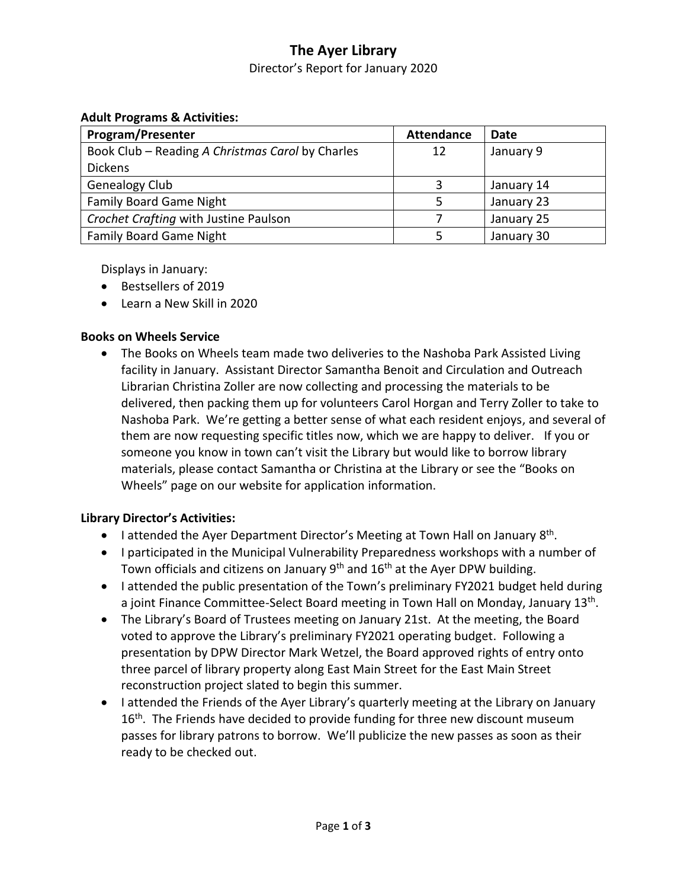# The Ayer Library

Director's Report for January 2020

**Adult Programs & Activities:**

| Program/Presenter | Attendance | Date |
|---|---|---|
| Book Club – Reading *A Christmas Carol* by Charles Dickens | 12 | January 9 |
| Genealogy Club | 3 | January 14 |
| Family Board Game Night | 5 | January 23 |
| *Crochet Crafting* with Justine Paulson | 7 | January 25 |
| Family Board Game Night | 5 | January 30 |

Displays in January:

- Bestsellers of 2019
- Learn a New Skill in 2020

**Books on Wheels Service**

- The Books on Wheels team made two deliveries to the Nashoba Park Assisted Living facility in January. Assistant Director Samantha Benoit and Circulation and Outreach Librarian Christina Zoller are now collecting and processing the materials to be delivered, then packing them up for volunteers Carol Horgan and Terry Zoller to take to Nashoba Park. We're getting a better sense of what each resident enjoys, and several of them are now requesting specific titles now, which we are happy to deliver. If you or someone you know in town can't visit the Library but would like to borrow library materials, please contact Samantha or Christina at the Library or see the "Books on Wheels" page on our website for application information.

**Library Director's Activities:**

- I attended the Ayer Department Director's Meeting at Town Hall on January 8th.
- I participated in the Municipal Vulnerability Preparedness workshops with a number of Town officials and citizens on January 9th and 16th at the Ayer DPW building.
- I attended the public presentation of the Town's preliminary FY2021 budget held during a joint Finance Committee-Select Board meeting in Town Hall on Monday, January 13th.
- The Library's Board of Trustees meeting on January 21st. At the meeting, the Board voted to approve the Library's preliminary FY2021 operating budget. Following a presentation by DPW Director Mark Wetzel, the Board approved rights of entry onto three parcel of library property along East Main Street for the East Main Street reconstruction project slated to begin this summer.
- I attended the Friends of the Ayer Library's quarterly meeting at the Library on January 16th. The Friends have decided to provide funding for three new discount museum passes for library patrons to borrow. We'll publicize the new passes as soon as their ready to be checked out.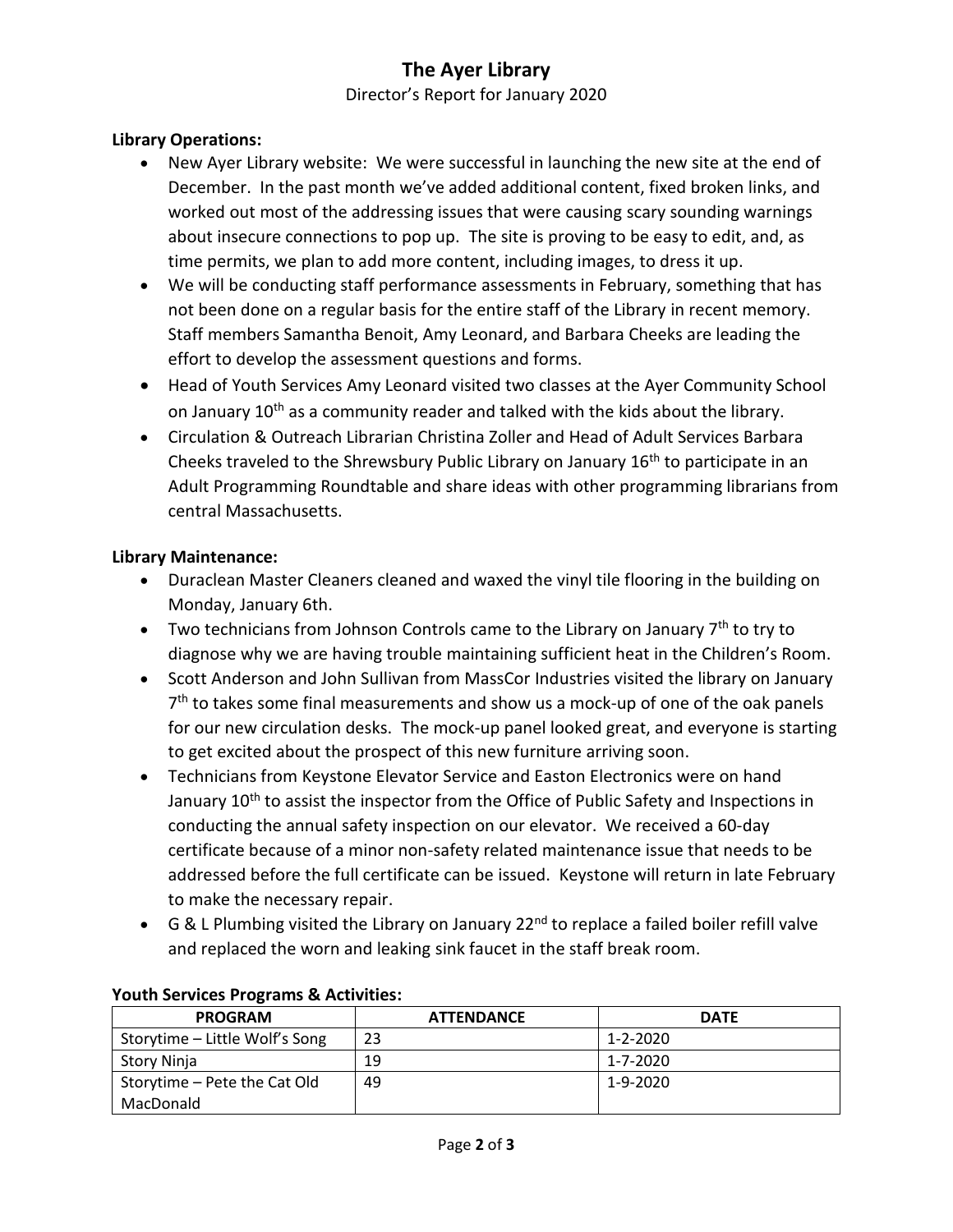# The Ayer Library

Director's Report for January 2020

**Library Operations:**

- New Ayer Library website: We were successful in launching the new site at the end of December. In the past month we've added additional content, fixed broken links, and worked out most of the addressing issues that were causing scary sounding warnings about insecure connections to pop up. The site is proving to be easy to edit, and, as time permits, we plan to add more content, including images, to dress it up.
- We will be conducting staff performance assessments in February, something that has not been done on a regular basis for the entire staff of the Library in recent memory. Staff members Samantha Benoit, Amy Leonard, and Barbara Cheeks are leading the effort to develop the assessment questions and forms.
- Head of Youth Services Amy Leonard visited two classes at the Ayer Community School on January 10th as a community reader and talked with the kids about the library.
- Circulation & Outreach Librarian Christina Zoller and Head of Adult Services Barbara Cheeks traveled to the Shrewsbury Public Library on January 16th to participate in an Adult Programming Roundtable and share ideas with other programming librarians from central Massachusetts.

**Library Maintenance:**

- Duraclean Master Cleaners cleaned and waxed the vinyl tile flooring in the building on Monday, January 6th.
- Two technicians from Johnson Controls came to the Library on January 7th to try to diagnose why we are having trouble maintaining sufficient heat in the Children's Room.
- Scott Anderson and John Sullivan from MassCor Industries visited the library on January 7th to takes some final measurements and show us a mock-up of one of the oak panels for our new circulation desks. The mock-up panel looked great, and everyone is starting to get excited about the prospect of this new furniture arriving soon.
- Technicians from Keystone Elevator Service and Easton Electronics were on hand January 10th to assist the inspector from the Office of Public Safety and Inspections in conducting the annual safety inspection on our elevator. We received a 60-day certificate because of a minor non-safety related maintenance issue that needs to be addressed before the full certificate can be issued. Keystone will return in late February to make the necessary repair.
- G & L Plumbing visited the Library on January 22nd to replace a failed boiler refill valve and replaced the worn and leaking sink faucet in the staff break room.

**Youth Services Programs & Activities:**

| PROGRAM | ATTENDANCE | DATE |
|---|---|---|
| Storytime – Little Wolf's Song | 23 | 1-2-2020 |
| Story Ninja | 19 | 1-7-2020 |
| Storytime – Pete the Cat Old MacDonald | 49 | 1-9-2020 |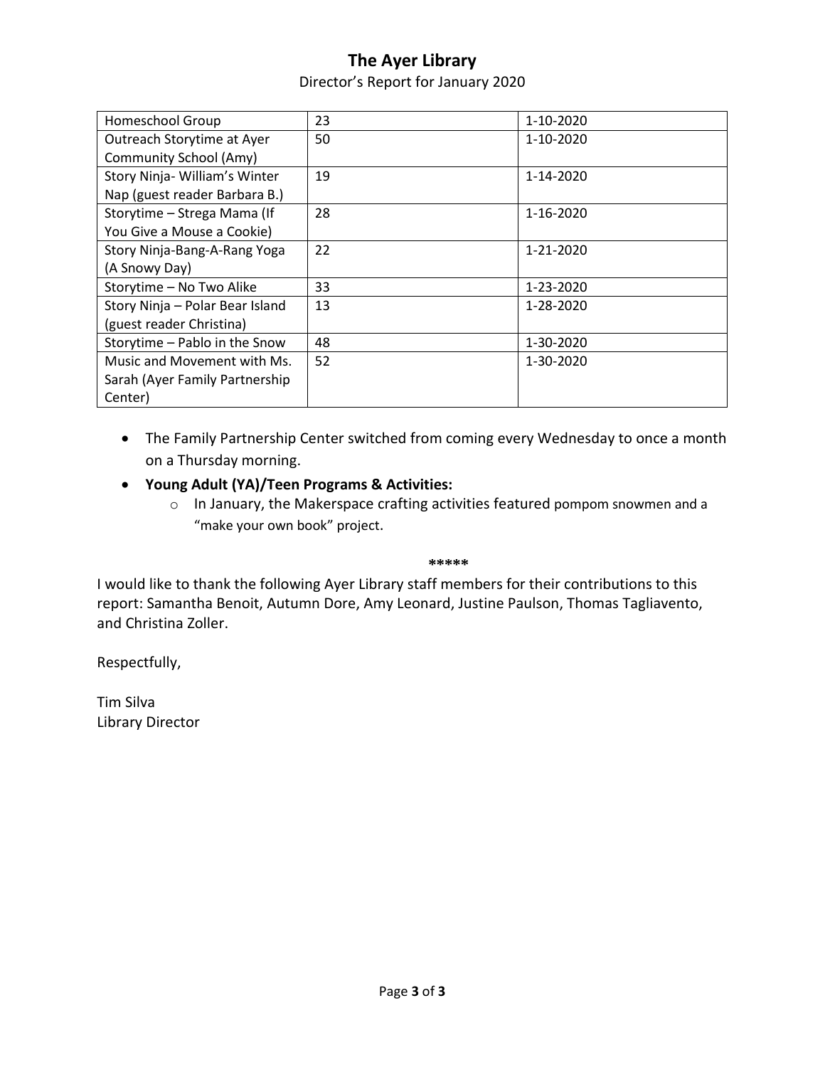# The Ayer Library

Director's Report for January 2020

| | | |
|---|---|---|
| Homeschool Group | 23 | 1-10-2020 |
| Outreach Storytime at Ayer Community School (Amy) | 50 | 1-10-2020 |
| Story Ninja- William's Winter Nap (guest reader Barbara B.) | 19 | 1-14-2020 |
| Storytime – Strega Mama (If You Give a Mouse a Cookie) | 28 | 1-16-2020 |
| Story Ninja-Bang-A-Rang Yoga (A Snowy Day) | 22 | 1-21-2020 |
| Storytime – No Two Alike | 33 | 1-23-2020 |
| Story Ninja – Polar Bear Island (guest reader Christina) | 13 | 1-28-2020 |
| Storytime – Pablo in the Snow | 48 | 1-30-2020 |
| Music and Movement with Ms. Sarah (Ayer Family Partnership Center) | 52 | 1-30-2020 |

- The Family Partnership Center switched from coming every Wednesday to once a month on a Thursday morning.
- **Young Adult (YA)/Teen Programs & Activities:**
  - In January, the Makerspace crafting activities featured pompom snowmen and a "make your own book" project.

*****

I would like to thank the following Ayer Library staff members for their contributions to this report: Samantha Benoit, Autumn Dore, Amy Leonard, Justine Paulson, Thomas Tagliavento, and Christina Zoller.

Respectfully,

Tim Silva
Library Director